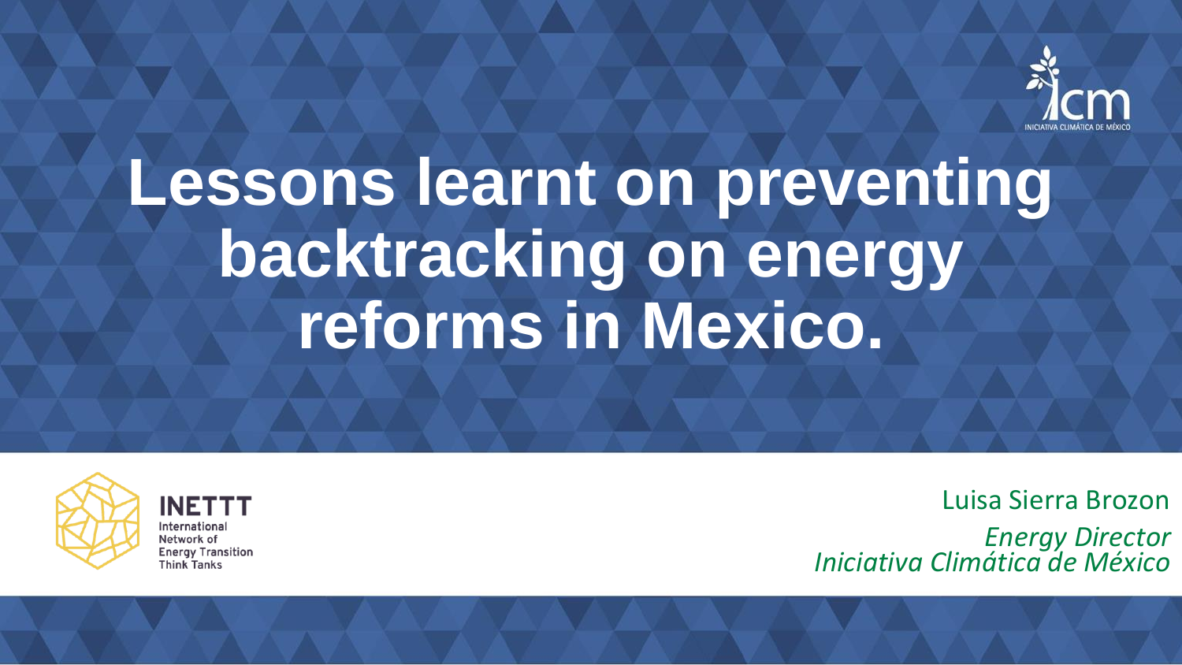# Lessons learnt on preventing backtracking on energy reforms in Mexico.

ICM
INICIATIVA CLIMÁTICA DE MÉXICO

INETTT
International Network of Energy Transition Think Tanks

Luisa Sierra Brozon

*Energy Director*
*Iniciativa Climática de México*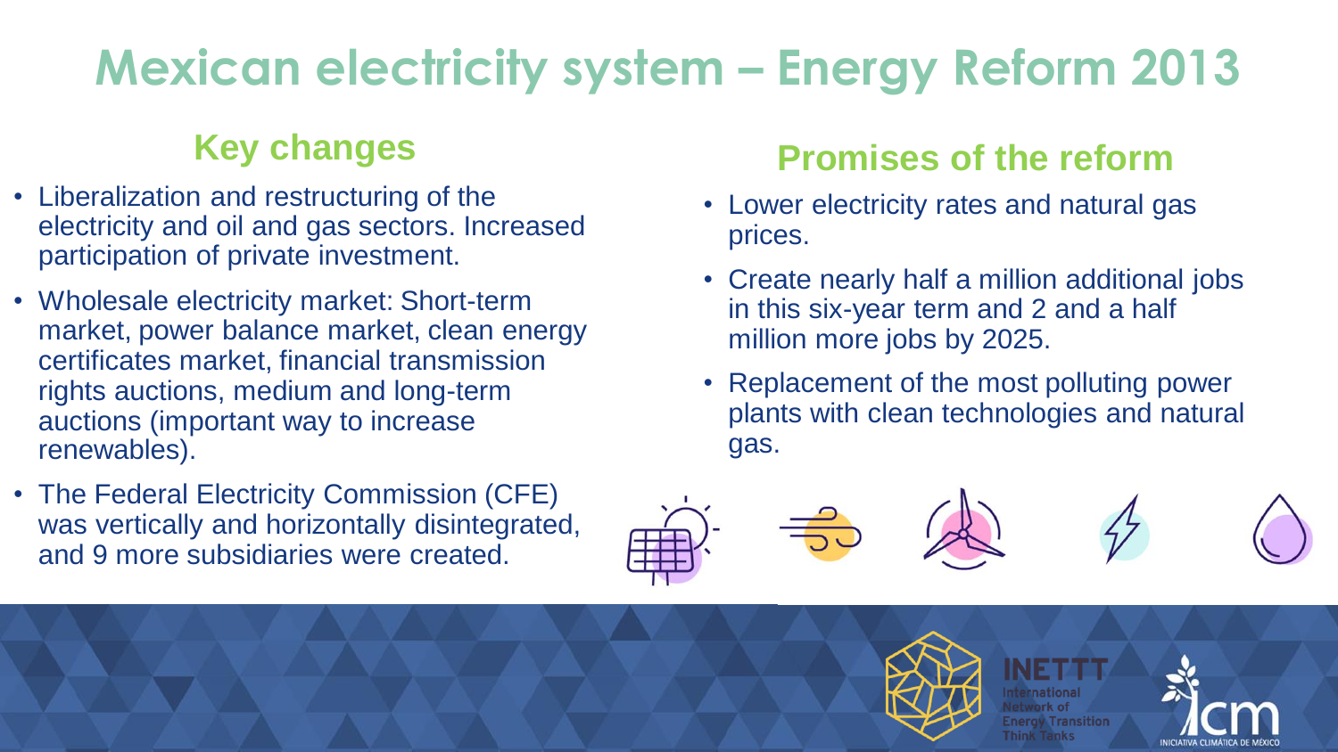# Mexican electricity system – Energy Reform 2013

## Key changes

- Liberalization and restructuring of the electricity and oil and gas sectors. Increased participation of private investment.
- Wholesale electricity market: Short-term market, power balance market, clean energy certificates market, financial transmission rights auctions, medium and long-term auctions (important way to increase renewables).
- The Federal Electricity Commission (CFE) was vertically and horizontally disintegrated, and 9 more subsidiaries were created.

## Promises of the reform

- Lower electricity rates and natural gas prices.
- Create nearly half a million additional jobs in this six-year term and 2 and a half million more jobs by 2025.
- Replacement of the most polluting power plants with clean technologies and natural gas.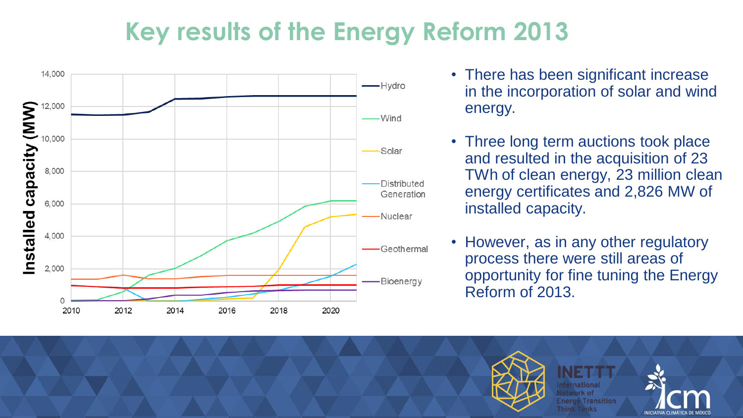# Key results of the Energy Reform 2013

- There has been significant increase in the incorporation of solar and wind energy.
- Three long term auctions took place and resulted in the acquisition of 23 TWh of clean energy, 23 million clean energy certificates and 2,826 MW of installed capacity.
- However, as in any other regulatory process there were still areas of opportunity for fine tuning the Energy Reform of 2013.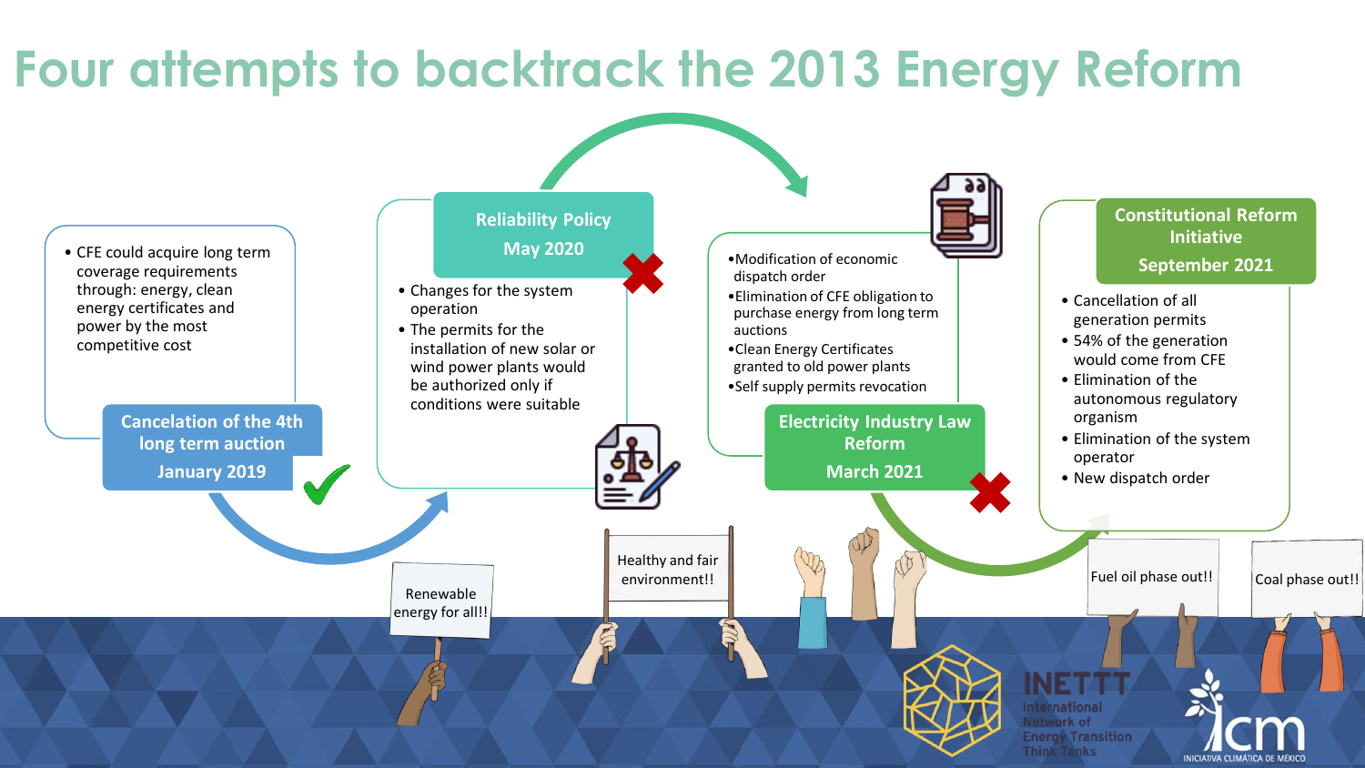# Four attempts to backtrack the 2013 Energy Reform

## Cancelation of the 4th long term auction
**January 2019** ✓

- CFE could acquire long term coverage requirements through: energy, clean energy certificates and power by the most competitive cost

## Reliability Policy
**May 2020** ✗

- Changes for the system operation
- The permits for the installation of new solar or wind power plants would be authorized only if conditions were suitable

## Electricity Industry Law Reform
**March 2021** ✗

- Modification of economic dispatch order
- Elimination of CFE obligation to purchase energy from long term auctions
- Clean Energy Certificates granted to old power plants
- Self supply permits revocation

## Constitutional Reform Initiative
**September 2021**

- Cancellation of all generation permits
- 54% of the generation would come from CFE
- Elimination of the autonomous regulatory organism
- Elimination of the system operator
- New dispatch order

Renewable energy for all!!

Healthy and fair environment!!

Fuel oil phase out!!

Coal phase out!!

INETTT International Network of Energy Transition Think Tanks

ICM INICIATIVA CLIMÁTICA DE MÉXICO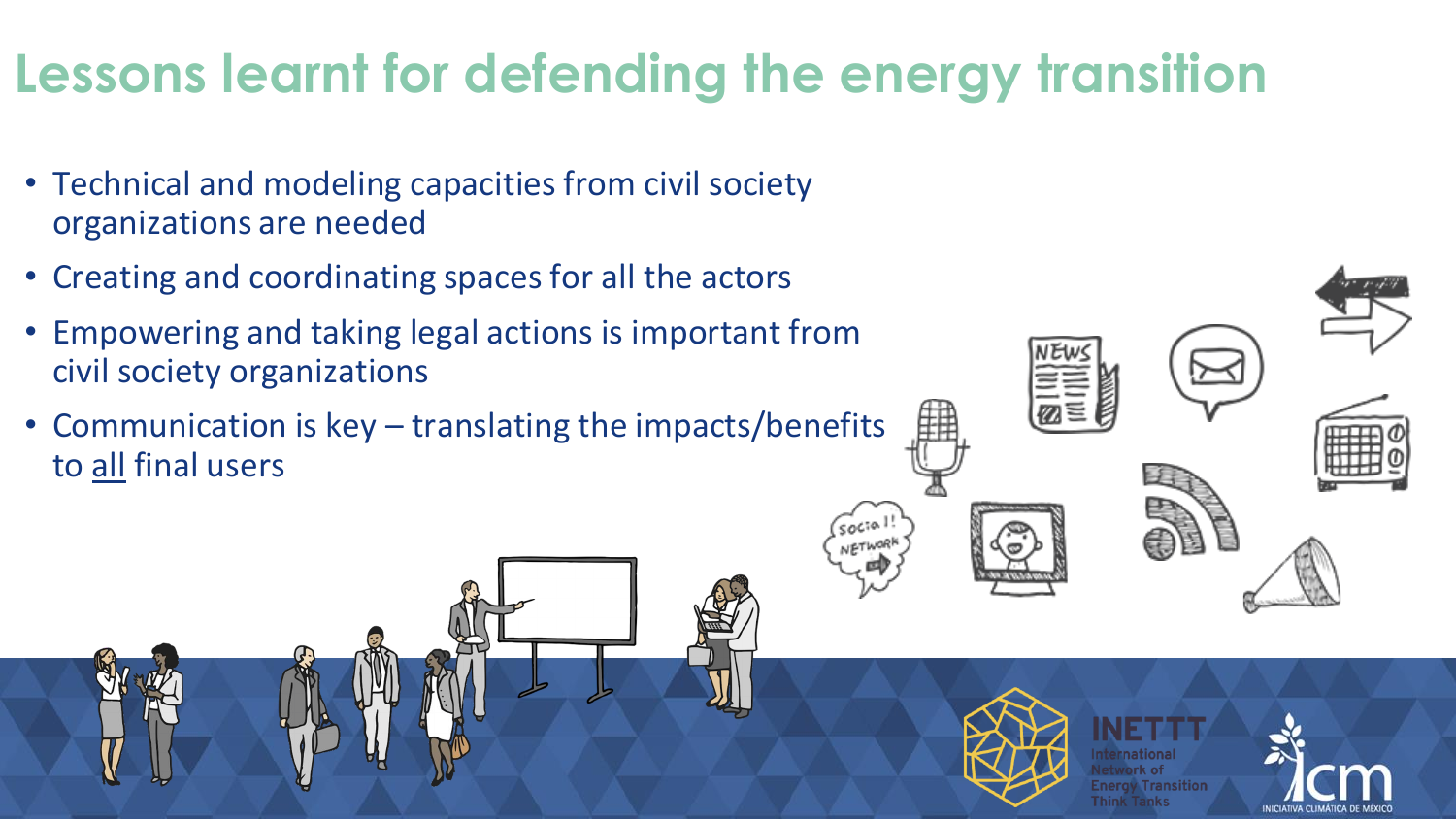# Lessons learnt for defending the energy transition

- Technical and modeling capacities from civil society organizations are needed
- Creating and coordinating spaces for all the actors
- Empowering and taking legal actions is important from civil society organizations
- Communication is key – translating the impacts/benefits to <u>all</u> final users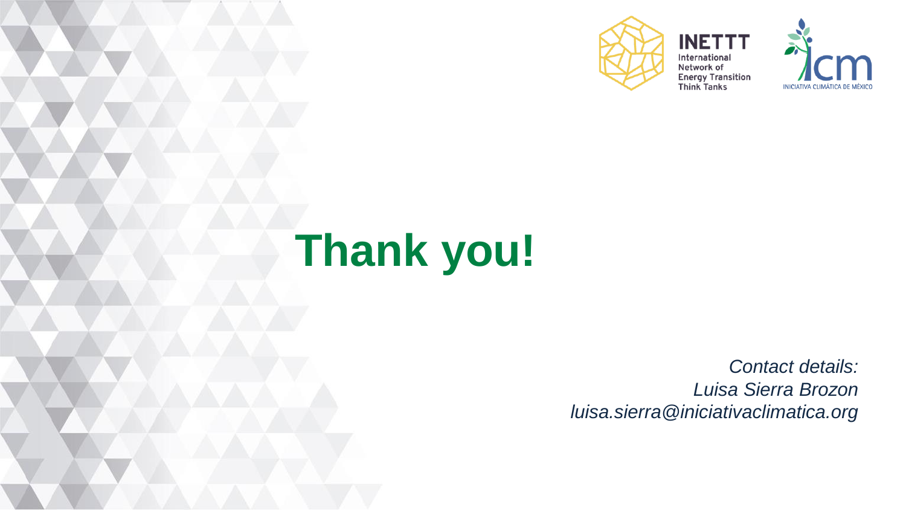INETTT

International Network of Energy Transition Think Tanks

icm

INICIATIVA CLIMÁTICA DE MÉXICO

# Thank you!

*Contact details:*
*Luisa Sierra Brozon*
*luisa.sierra@iniciativaclimatica.org*